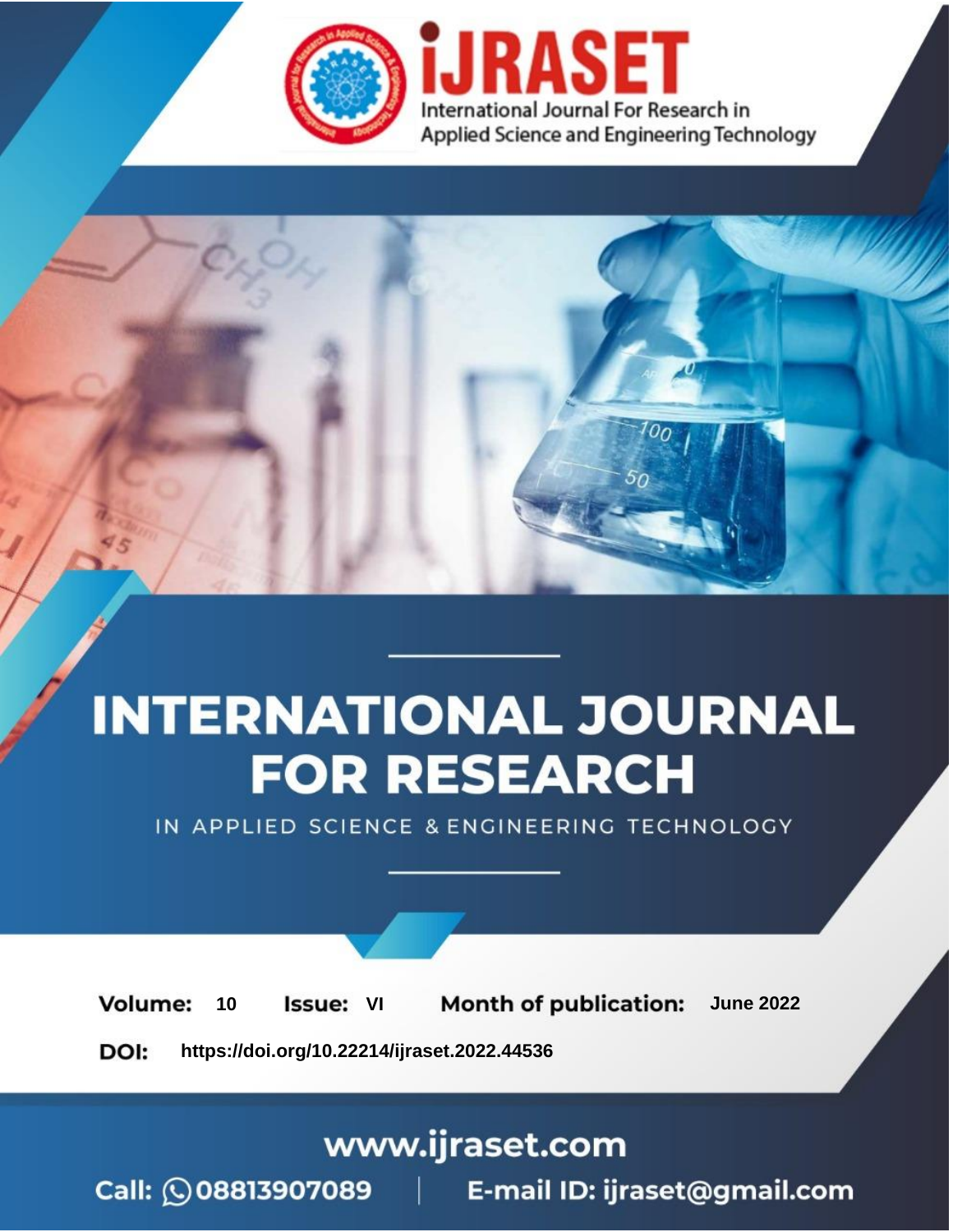iJRASET

International Journal For Research in Applied Science and Engineering Technology

# INTERNATIONAL JOURNAL FOR RESEARCH

IN APPLIED SCIENCE & ENGINEERING TECHNOLOGY

**Volume:** 10 **Issue:** VI **Month of publication:** June 2022

**DOI:** https://doi.org/10.22214/ijraset.2022.44536

www.ijraset.com

Call: 08813907089 | E-mail ID: ijraset@gmail.com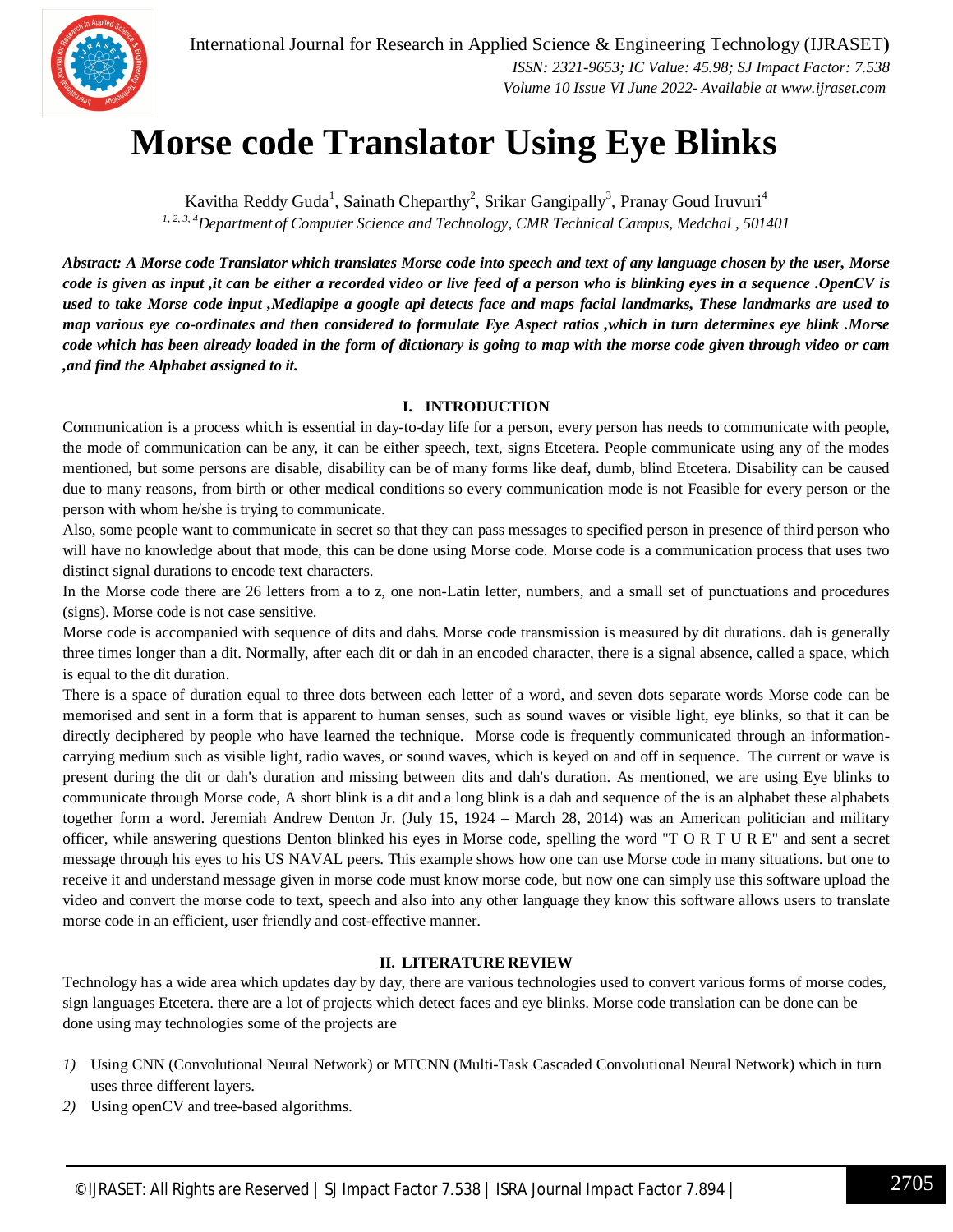# Morse code Translator Using Eye Blinks

Kavitha Reddy Guda[1], Sainath Cheparthy[2], Srikar Gangipally[3], Pranay Goud Iruvuri[4]

[1, 2, 3, 4]*Department of Computer Science and Technology, CMR Technical Campus, Medchal , 501401*

***Abstract: A Morse code Translator which translates Morse code into speech and text of any language chosen by the user, Morse code is given as input ,it can be either a recorded video or live feed of a person who is blinking eyes in a sequence .OpenCV is used to take Morse code input ,Mediapipe a google api detects face and maps facial landmarks, These landmarks are used to map various eye co-ordinates and then considered to formulate Eye Aspect ratios ,which in turn determines eye blink .Morse code which has been already loaded in the form of dictionary is going to map with the morse code given through video or cam ,and find the Alphabet assigned to it.***

## I. INTRODUCTION

Communication is a process which is essential in day-to-day life for a person, every person has needs to communicate with people, the mode of communication can be any, it can be either speech, text, signs Etcetera. People communicate using any of the modes mentioned, but some persons are disable, disability can be of many forms like deaf, dumb, blind Etcetera. Disability can be caused due to many reasons, from birth or other medical conditions so every communication mode is not Feasible for every person or the person with whom he/she is trying to communicate.

Also, some people want to communicate in secret so that they can pass messages to specified person in presence of third person who will have no knowledge about that mode, this can be done using Morse code. Morse code is a communication process that uses two distinct signal durations to encode text characters.

In the Morse code there are 26 letters from a to z, one non-Latin letter, numbers, and a small set of punctuations and procedures (signs). Morse code is not case sensitive.

Morse code is accompanied with sequence of dits and dahs. Morse code transmission is measured by dit durations. dah is generally three times longer than a dit. Normally, after each dit or dah in an encoded character, there is a signal absence, called a space, which is equal to the dit duration.

There is a space of duration equal to three dots between each letter of a word, and seven dots separate words Morse code can be memorised and sent in a form that is apparent to human senses, such as sound waves or visible light, eye blinks, so that it can be directly deciphered by people who have learned the technique. Morse code is frequently communicated through an information-carrying medium such as visible light, radio waves, or sound waves, which is keyed on and off in sequence. The current or wave is present during the dit or dah's duration and missing between dits and dah's duration. As mentioned, we are using Eye blinks to communicate through Morse code, A short blink is a dit and a long blink is a dah and sequence of the is an alphabet these alphabets together form a word. Jeremiah Andrew Denton Jr. (July 15, 1924 – March 28, 2014) was an American politician and military officer, while answering questions Denton blinked his eyes in Morse code, spelling the word "T O R T U R E" and sent a secret message through his eyes to his US NAVAL peers. This example shows how one can use Morse code in many situations. but one to receive it and understand message given in morse code must know morse code, but now one can simply use this software upload the video and convert the morse code to text, speech and also into any other language they know this software allows users to translate morse code in an efficient, user friendly and cost-effective manner.

## II. LITERATURE REVIEW

Technology has a wide area which updates day by day, there are various technologies used to convert various forms of morse codes, sign languages Etcetera. there are a lot of projects which detect faces and eye blinks. Morse code translation can be done can be done using may technologies some of the projects are

1) Using CNN (Convolutional Neural Network) or MTCNN (Multi-Task Cascaded Convolutional Neural Network) which in turn uses three different layers.
2) Using openCV and tree-based algorithms.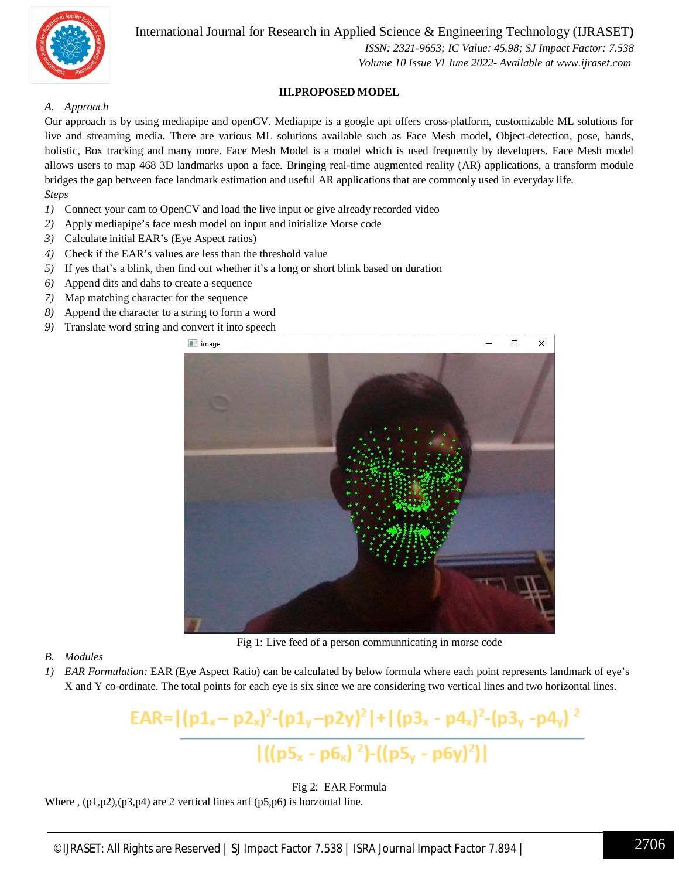## III. PROPOSED MODEL

### A. Approach

Our approach is by using mediapipe and openCV. Mediapipe is a google api offers cross-platform, customizable ML solutions for live and streaming media. There are various ML solutions available such as Face Mesh model, Object-detection, pose, hands, holistic, Box tracking and many more. Face Mesh Model is a model which is used frequently by developers. Face Mesh model allows users to map 468 3D landmarks upon a face. Bringing real-time augmented reality (AR) applications, a transform module bridges the gap between face landmark estimation and useful AR applications that are commonly used in everyday life.

*Steps*

1) Connect your cam to OpenCV and load the live input or give already recorded video
2) Apply mediapipe's face mesh model on input and initialize Morse code
3) Calculate initial EAR's (Eye Aspect ratios)
4) Check if the EAR's values are less than the threshold value
5) If yes that's a blink, then find out whether it's a long or short blink based on duration
6) Append dits and dahs to create a sequence
7) Map matching character for the sequence
8) Append the character to a string to form a word
9) Translate word string and convert it into speech

Fig 1: Live feed of a person communnicating in morse code

### B. Modules

1) *EAR Formulation:* EAR (Eye Aspect Ratio) can be calculated by below formula where each point represents landmark of eye's X and Y co-ordinate. The total points for each eye is six since we are considering two vertical lines and two horizontal lines.

$$EAR = \frac{|(p1_x - p2_x)^2 - (p1_y - p2y)^2| + |(p3_x - p4_x)^2 - (p3_y - p4_y)^2|}{|((p5_x - p6_x)^2) - ((p5_y - p6y)^2)|}$$

Fig 2: EAR Formula

Where , (p1,p2),(p3,p4) are 2 vertical lines anf (p5,p6) is horzontal line.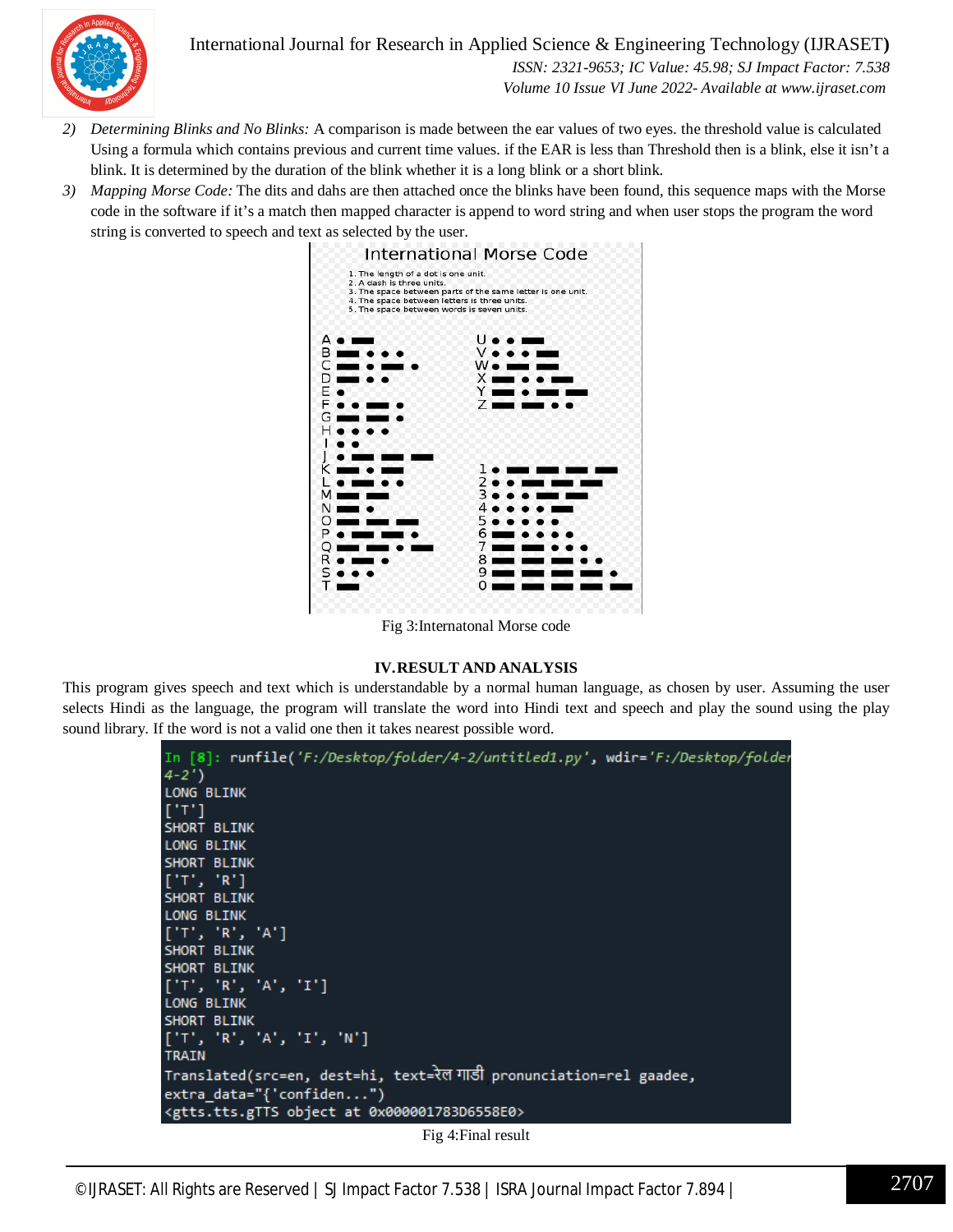2) *Determining Blinks and No Blinks:* A comparison is made between the ear values of two eyes. the threshold value is calculated Using a formula which contains previous and current time values. if the EAR is less than Threshold then is a blink, else it isn't a blink. It is determined by the duration of the blink whether it is a long blink or a short blink.

3) *Mapping Morse Code:* The dits and dahs are then attached once the blinks have been found, this sequence maps with the Morse code in the software if it's a match then mapped character is append to word string and when user stops the program the word string is converted to speech and text as selected by the user.

Fig 3:Internatonal Morse code

## IV. RESULT AND ANALYSIS

This program gives speech and text which is understandable by a normal human language, as chosen by user. Assuming the user selects Hindi as the language, the program will translate the word into Hindi text and speech and play the sound using the play sound library. If the word is not a valid one then it takes nearest possible word.

```
In [8]: runfile('F:/Desktop/folder/4-2/untitled1.py', wdir='F:/Desktop/folder
4-2')
LONG BLINK
['T']
SHORT BLINK
LONG BLINK
SHORT BLINK
['T', 'R']
SHORT BLINK
LONG BLINK
['T', 'R', 'A']
SHORT BLINK
SHORT BLINK
['T', 'R', 'A', 'I']
LONG BLINK
SHORT BLINK
['T', 'R', 'A', 'I', 'N']
TRAIN
Translated(src=en, dest=hi, text=रेल गाडी pronunciation=rel gaadee,
extra_data="{'confiden...")
<gtts.tts.gTTS object at 0x000001783D6558E0>
```

Fig 4:Final result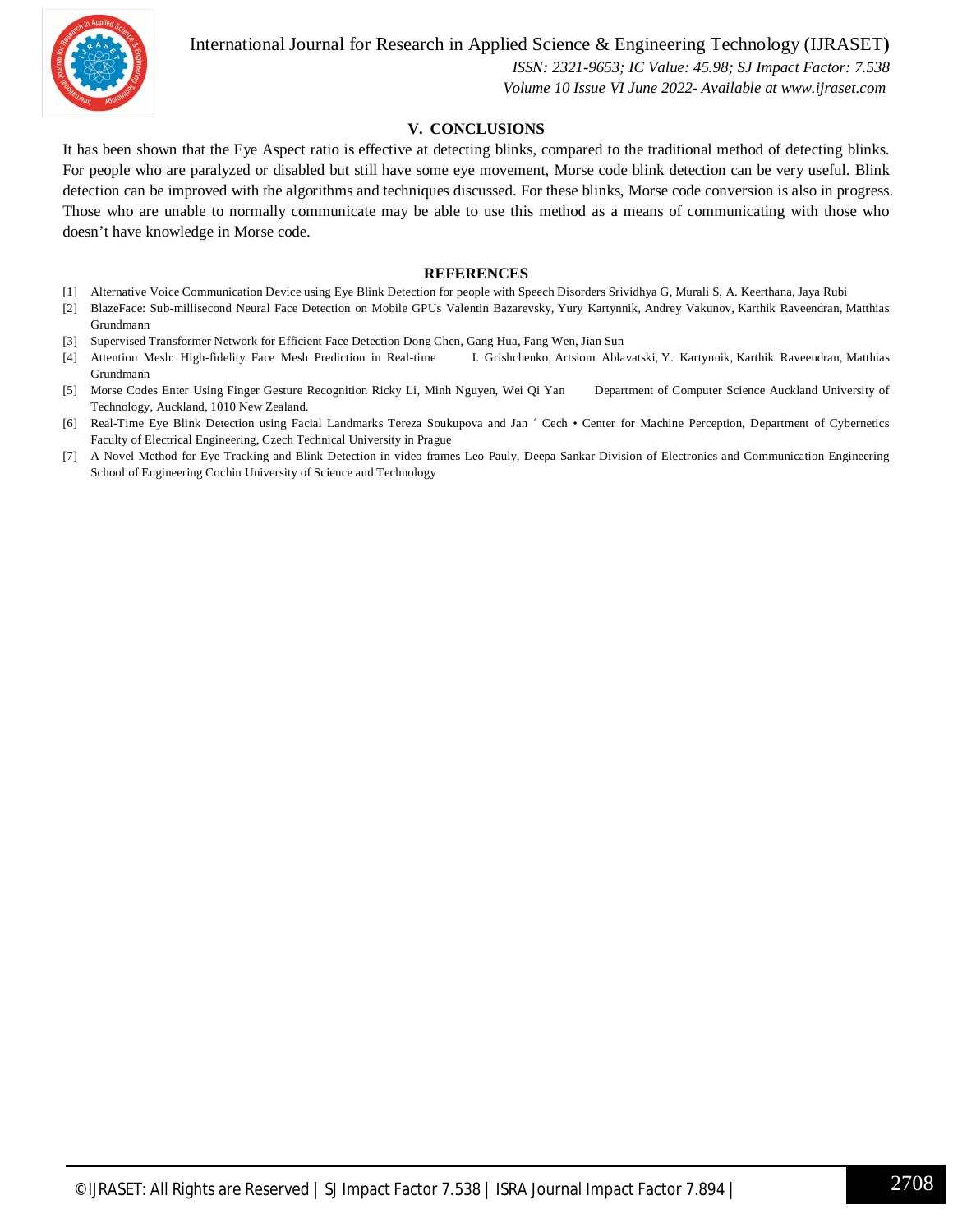## V. CONCLUSIONS

It has been shown that the Eye Aspect ratio is effective at detecting blinks, compared to the traditional method of detecting blinks. For people who are paralyzed or disabled but still have some eye movement, Morse code blink detection can be very useful. Blink detection can be improved with the algorithms and techniques discussed. For these blinks, Morse code conversion is also in progress. Those who are unable to normally communicate may be able to use this method as a means of communicating with those who doesn't have knowledge in Morse code.

## REFERENCES

[1] Alternative Voice Communication Device using Eye Blink Detection for people with Speech Disorders Srividhya G, Murali S, A. Keerthana, Jaya Rubi

[2] BlazeFace: Sub-millisecond Neural Face Detection on Mobile GPUs Valentin Bazarevsky, Yury Kartynnik, Andrey Vakunov, Karthik Raveendran, Matthias Grundmann

[3] Supervised Transformer Network for Efficient Face Detection Dong Chen, Gang Hua, Fang Wen, Jian Sun

[4] Attention Mesh: High-fidelity Face Mesh Prediction in Real-time I. Grishchenko, Artsiom Ablavatski, Y. Kartynnik, Karthik Raveendran, Matthias Grundmann

[5] Morse Codes Enter Using Finger Gesture Recognition Ricky Li, Minh Nguyen, Wei Qi Yan Department of Computer Science Auckland University of Technology, Auckland, 1010 New Zealand.

[6] Real-Time Eye Blink Detection using Facial Landmarks Tereza Soukupova and Jan ´ Cech • Center for Machine Perception, Department of Cybernetics Faculty of Electrical Engineering, Czech Technical University in Prague

[7] A Novel Method for Eye Tracking and Blink Detection in video frames Leo Pauly, Deepa Sankar Division of Electronics and Communication Engineering School of Engineering Cochin University of Science and Technology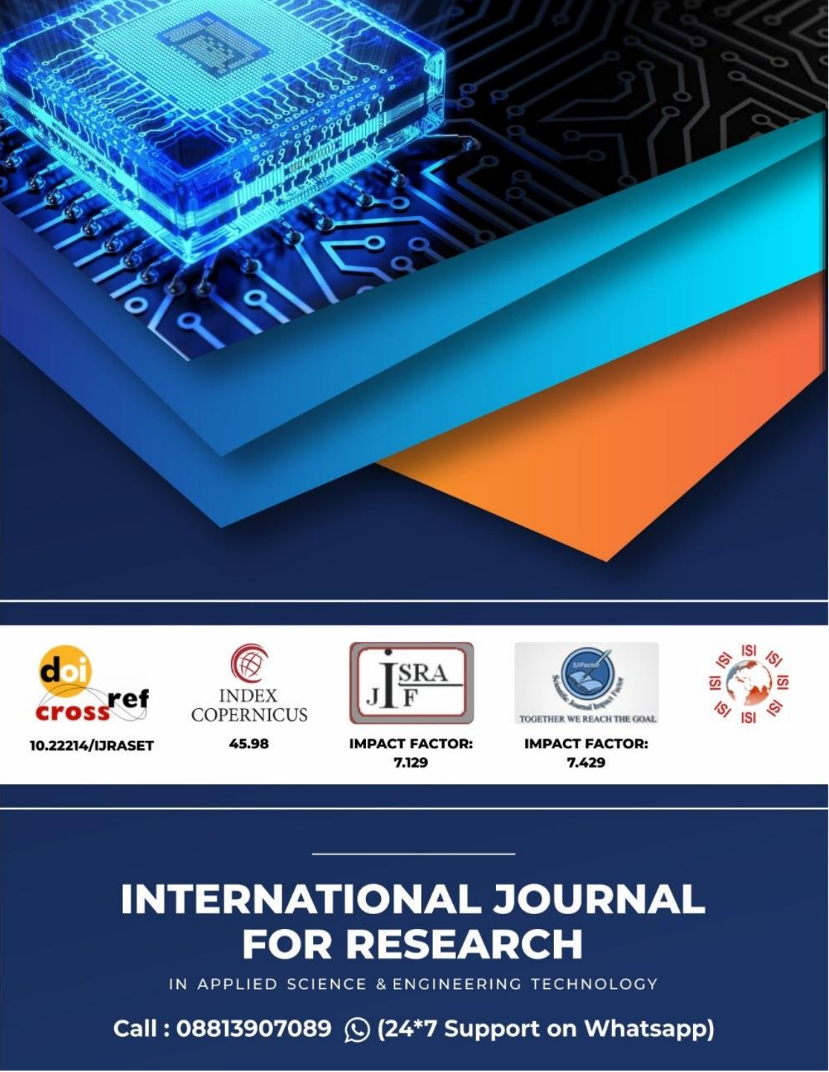10.22214/IJRASET

INDEX COPERNICUS

45.98

IMPACT FACTOR: 7.129

IMPACT FACTOR: 7.429

# INTERNATIONAL JOURNAL FOR RESEARCH

IN APPLIED SCIENCE & ENGINEERING TECHNOLOGY

Call : 08813907089 (24*7 Support on Whatsapp)